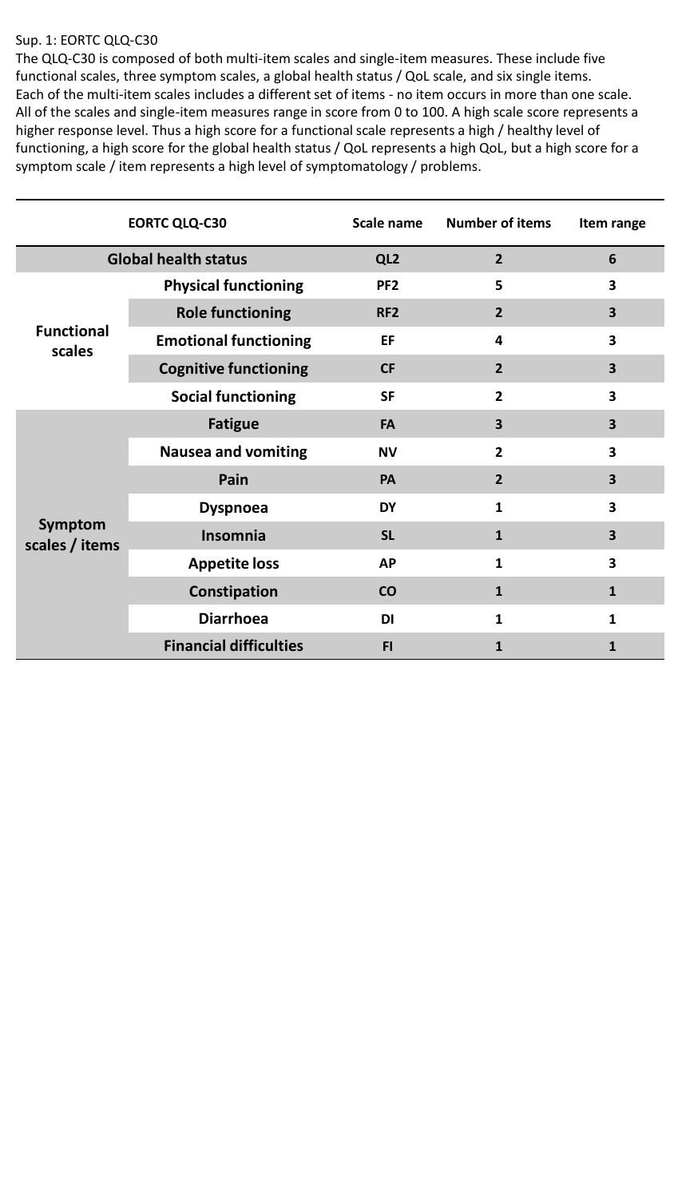Sup. 1: EORTC QLQ-C30

The QLQ-C30 is composed of both multi-item scales and single-item measures. These include five functional scales, three symptom scales, a global health status / QoL scale, and six single items. Each of the multi-item scales includes a different set of items - no item occurs in more than one scale. All of the scales and single-item measures range in score from 0 to 100. A high scale score represents a higher response level. Thus a high score for a functional scale represents a high / healthy level of functioning, a high score for the global health status / QoL represents a high QoL, but a high score for a symptom scale / item represents a high level of symptomatology / problems.

| EORTC QLQ-C30 | | Scale name | Number of items | Item range |
|---|---|---|---|---|
| Global health status | | QL2 | 2 | 6 |
| Functional scales | Physical functioning | PF2 | 5 | 3 |
| | Role functioning | RF2 | 2 | 3 |
| | Emotional functioning | EF | 4 | 3 |
| | Cognitive functioning | CF | 2 | 3 |
| | Social functioning | SF | 2 | 3 |
| Symptom scales / items | Fatigue | FA | 3 | 3 |
| | Nausea and vomiting | NV | 2 | 3 |
| | Pain | PA | 2 | 3 |
| | Dyspnoea | DY | 1 | 3 |
| | Insomnia | SL | 1 | 3 |
| | Appetite loss | AP | 1 | 3 |
| | Constipation | CO | 1 | 1 |
| | Diarrhoea | DI | 1 | 1 |
| | Financial difficulties | FI | 1 | 1 |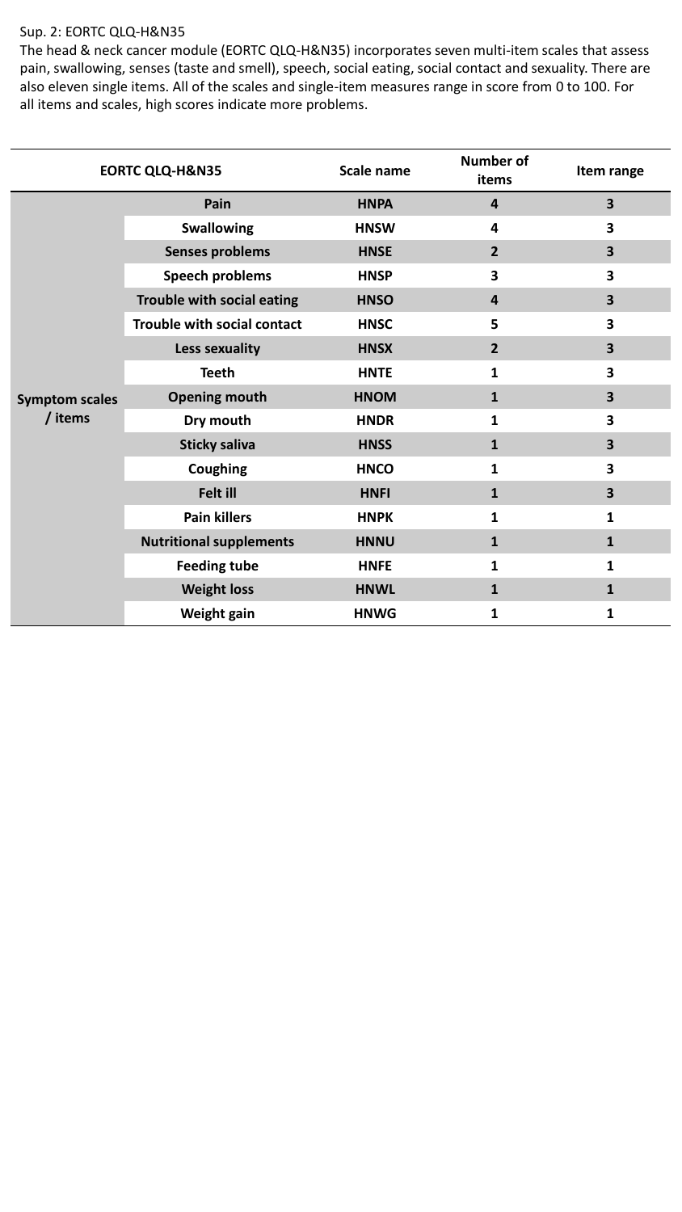Sup. 2: EORTC QLQ-H&N35

The head & neck cancer module (EORTC QLQ-H&N35) incorporates seven multi-item scales that assess pain, swallowing, senses (taste and smell), speech, social eating, social contact and sexuality. There are also eleven single items. All of the scales and single-item measures range in score from 0 to 100. For all items and scales, high scores indicate more problems.

| EORTC QLQ-H&N35 | | Scale name | Number of items | Item range |
|---|---|---|---|---|
| Symptom scales / items | Pain | HNPA | 4 | 3 |
| | Swallowing | HNSW | 4 | 3 |
| | Senses problems | HNSE | 2 | 3 |
| | Speech problems | HNSP | 3 | 3 |
| | Trouble with social eating | HNSO | 4 | 3 |
| | Trouble with social contact | HNSC | 5 | 3 |
| | Less sexuality | HNSX | 2 | 3 |
| | Teeth | HNTE | 1 | 3 |
| | Opening mouth | HNOM | 1 | 3 |
| | Dry mouth | HNDR | 1 | 3 |
| | Sticky saliva | HNSS | 1 | 3 |
| | Coughing | HNCO | 1 | 3 |
| | Felt ill | HNFI | 1 | 3 |
| | Pain killers | HNPK | 1 | 1 |
| | Nutritional supplements | HNNU | 1 | 1 |
| | Feeding tube | HNFE | 1 | 1 |
| | Weight loss | HNWL | 1 | 1 |
| | Weight gain | HNWG | 1 | 1 |